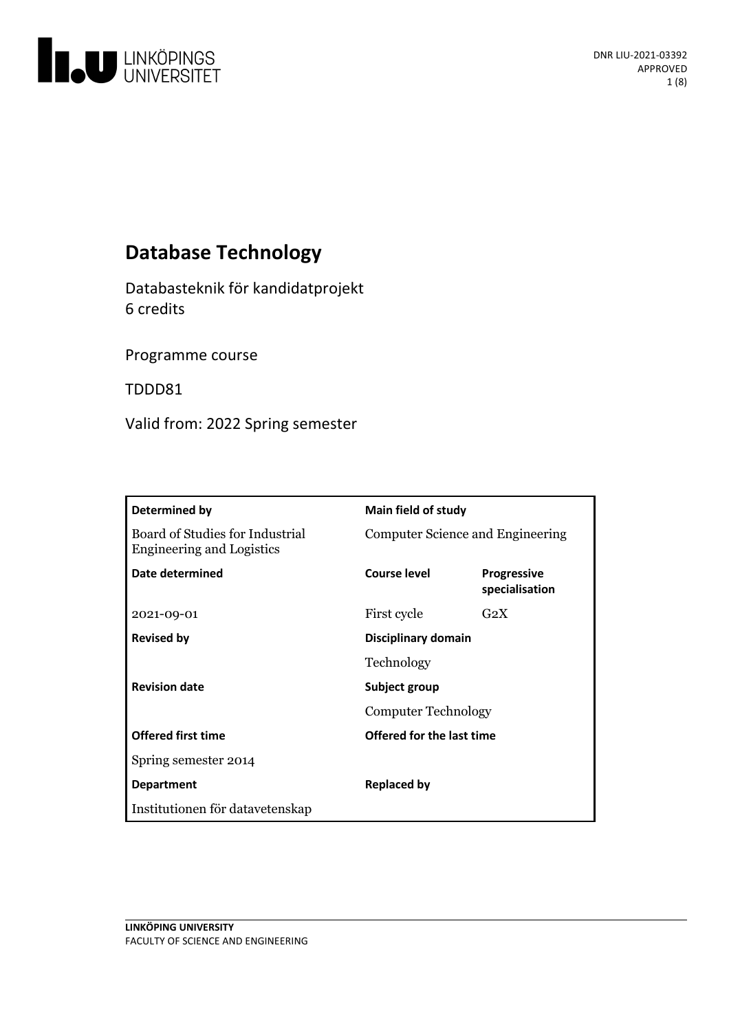LINKÖPINGS UNIVERSITET

DNR LIU-2021-03392
APPROVED

# Database Technology

Databasteknik för kandidatprojekt
6 credits

Programme course

TDDD81

Valid from: 2022 Spring semester

| **Determined by** | **Main field of study** | |
|---|---|---|
| Board of Studies for Industrial Engineering and Logistics | Computer Science and Engineering | |
| **Date determined** | **Course level** | **Progressive specialisation** |
| 2021-09-01 | First cycle | G2X |
| **Revised by** | **Disciplinary domain** | |
| | Technology | |
| **Revision date** | **Subject group** | |
| | Computer Technology | |
| **Offered first time** | **Offered for the last time** | |
| Spring semester 2014 | | |
| **Department** | **Replaced by** | |
| Institutionen för datavetenskap | | |

**LINKÖPING UNIVERSITY**
FACULTY OF SCIENCE AND ENGINEERING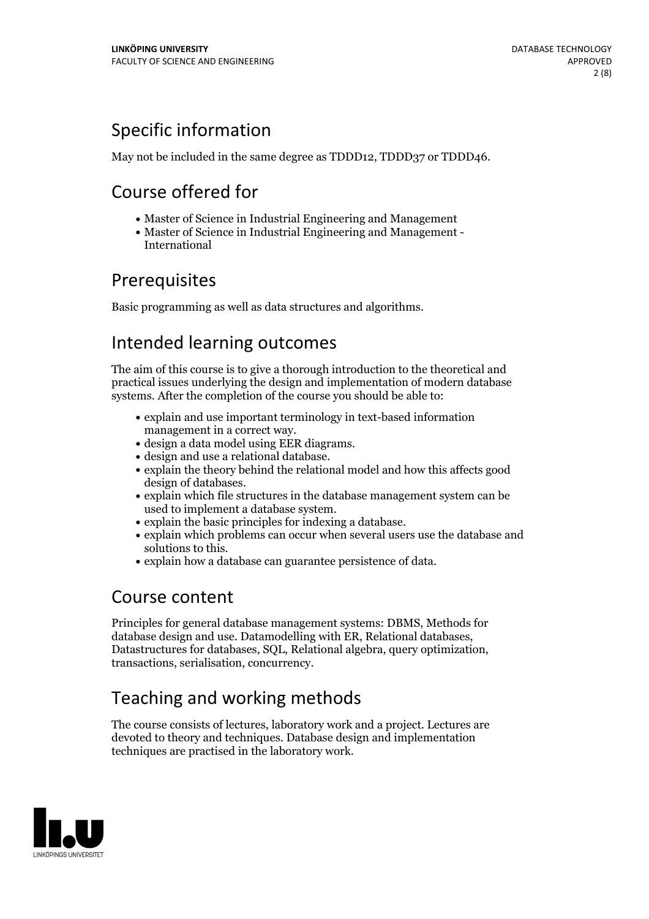## Specific information

May not be included in the same degree as TDDD12, TDDD37 or TDDD46.

## Course offered for

- Master of Science in Industrial Engineering and Management
- Master of Science in Industrial Engineering and Management - International

## Prerequisites

Basic programming as well as data structures and algorithms.

## Intended learning outcomes

The aim of this course is to give a thorough introduction to the theoretical and practical issues underlying the design and implementation of modern database systems. After the completion of the course you should be able to:

- explain and use important terminology in text-based information management in a correct way.
- design a data model using EER diagrams.
- design and use a relational database.
- explain the theory behind the relational model and how this affects good design of databases.
- explain which file structures in the database management system can be used to implement a database system.
- explain the basic principles for indexing a database.
- explain which problems can occur when several users use the database and solutions to this.
- explain how a database can guarantee persistence of data.

## Course content

Principles for general database management systems: DBMS, Methods for database design and use. Datamodelling with ER, Relational databases, Datastructures for databases, SQL, Relational algebra, query optimization, transactions, serialisation, concurrency.

## Teaching and working methods

The course consists of lectures, laboratory work and a project. Lectures are devoted to theory and techniques. Database design and implementation techniques are practised in the laboratory work.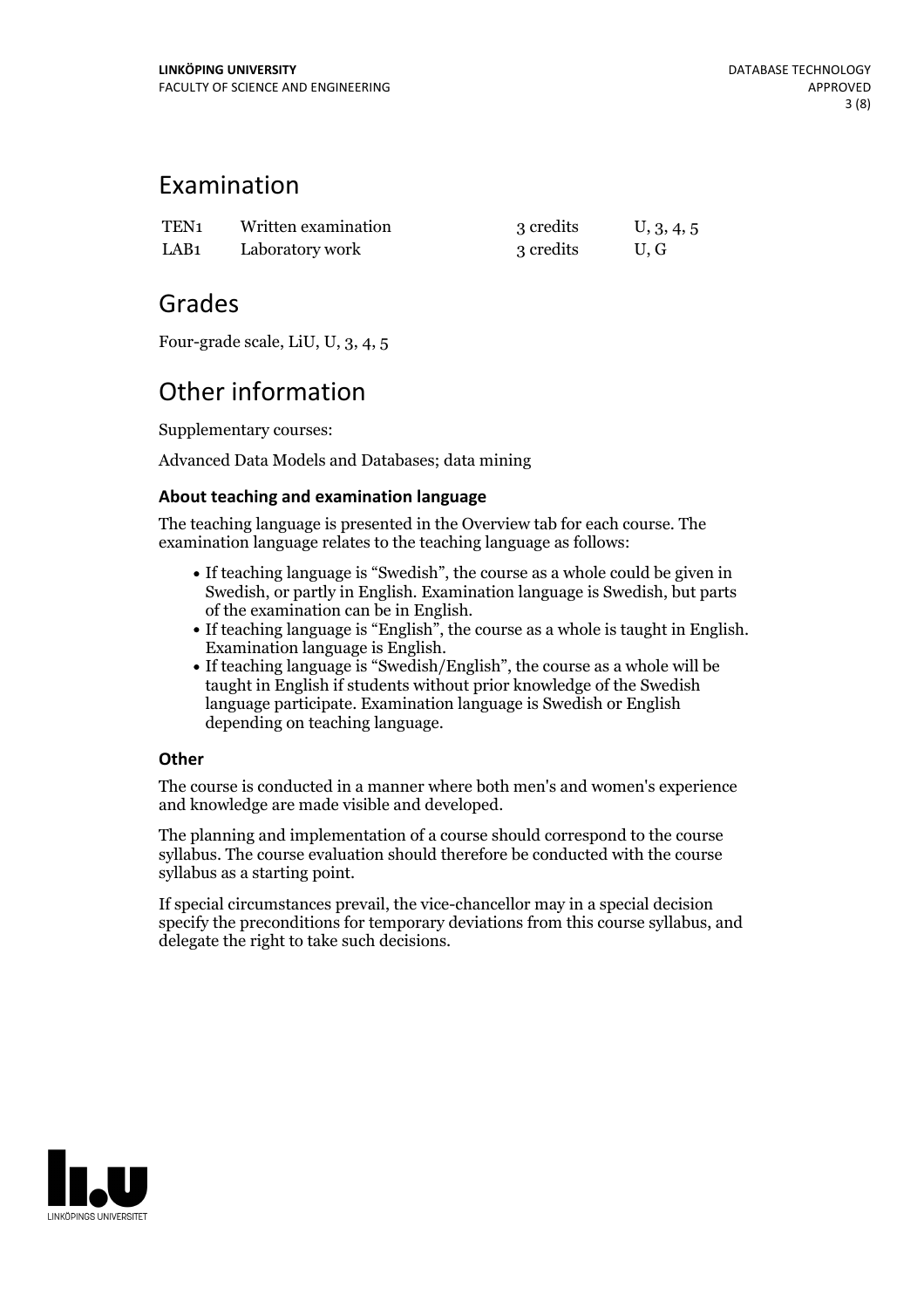## Examination

| | | | |
|---|---|---|---|
| TEN1 | Written examination | 3 credits | U, 3, 4, 5 |
| LAB1 | Laboratory work | 3 credits | U, G |

## Grades

Four-grade scale, LiU, U, 3, 4, 5

## Other information

Supplementary courses:

Advanced Data Models and Databases; data mining

### About teaching and examination language

The teaching language is presented in the Overview tab for each course. The examination language relates to the teaching language as follows:

- If teaching language is "Swedish", the course as a whole could be given in Swedish, or partly in English. Examination language is Swedish, but parts of the examination can be in English.
- If teaching language is "English", the course as a whole is taught in English. Examination language is English.
- If teaching language is "Swedish/English", the course as a whole will be taught in English if students without prior knowledge of the Swedish language participate. Examination language is Swedish or English depending on teaching language.

### Other

The course is conducted in a manner where both men's and women's experience and knowledge are made visible and developed.

The planning and implementation of a course should correspond to the course syllabus. The course evaluation should therefore be conducted with the course syllabus as a starting point.

If special circumstances prevail, the vice-chancellor may in a special decision specify the preconditions for temporary deviations from this course syllabus, and delegate the right to take such decisions.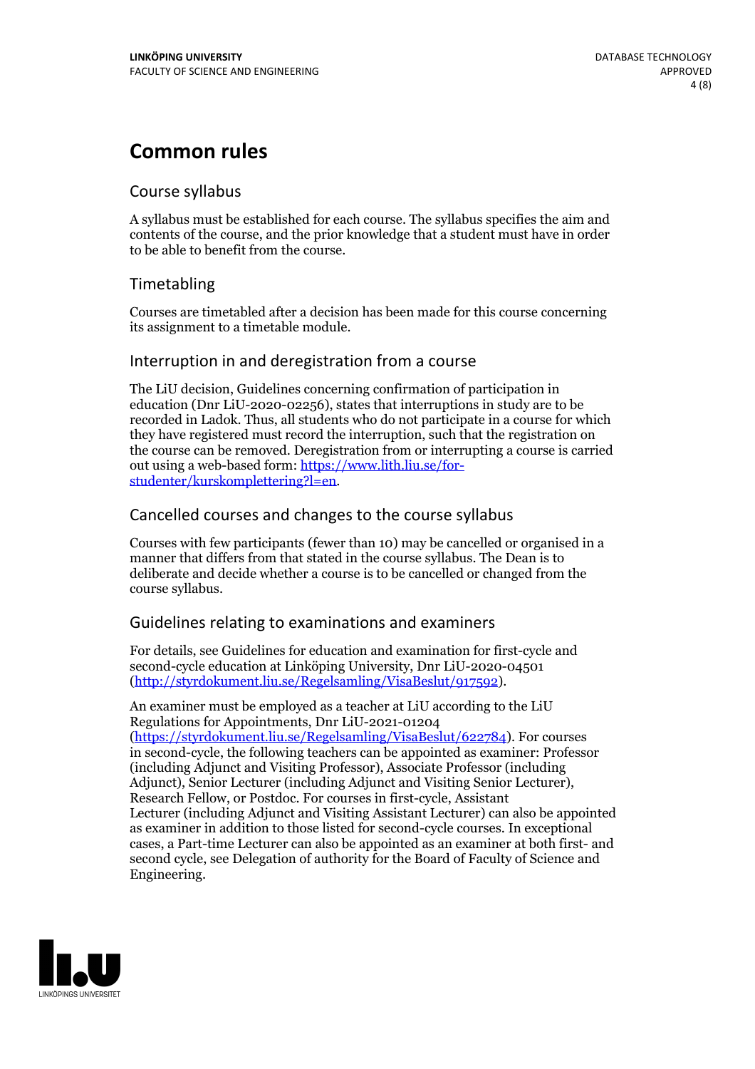# Common rules

## Course syllabus

A syllabus must be established for each course. The syllabus specifies the aim and contents of the course, and the prior knowledge that a student must have in order to be able to benefit from the course.

## Timetabling

Courses are timetabled after a decision has been made for this course concerning its assignment to a timetable module.

## Interruption in and deregistration from a course

The LiU decision, Guidelines concerning confirmation of participation in education (Dnr LiU-2020-02256), states that interruptions in study are to be recorded in Ladok. Thus, all students who do not participate in a course for which they have registered must record the interruption, such that the registration on the course can be removed. Deregistration from or interrupting a course is carried out using a web-based form: [https://www.lith.liu.se/for-studenter/kurskomplettering?l=en](https://www.lith.liu.se/for-studenter/kurskomplettering?l=en).

## Cancelled courses and changes to the course syllabus

Courses with few participants (fewer than 10) may be cancelled or organised in a manner that differs from that stated in the course syllabus. The Dean is to deliberate and decide whether a course is to be cancelled or changed from the course syllabus.

## Guidelines relating to examinations and examiners

For details, see Guidelines for education and examination for first-cycle and second-cycle education at Linköping University, Dnr LiU-2020-04501 ([http://styrdokument.liu.se/Regelsamling/VisaBeslut/917592](http://styrdokument.liu.se/Regelsamling/VisaBeslut/917592)).

An examiner must be employed as a teacher at LiU according to the LiU Regulations for Appointments, Dnr LiU-2021-01204 ([https://styrdokument.liu.se/Regelsamling/VisaBeslut/622784](https://styrdokument.liu.se/Regelsamling/VisaBeslut/622784)). For courses in second-cycle, the following teachers can be appointed as examiner: Professor (including Adjunct and Visiting Professor), Associate Professor (including Adjunct), Senior Lecturer (including Adjunct and Visiting Senior Lecturer), Research Fellow, or Postdoc. For courses in first-cycle, Assistant Lecturer (including Adjunct and Visiting Assistant Lecturer) can also be appointed as examiner in addition to those listed for second-cycle courses. In exceptional cases, a Part-time Lecturer can also be appointed as an examiner at both first- and second cycle, see Delegation of authority for the Board of Faculty of Science and Engineering.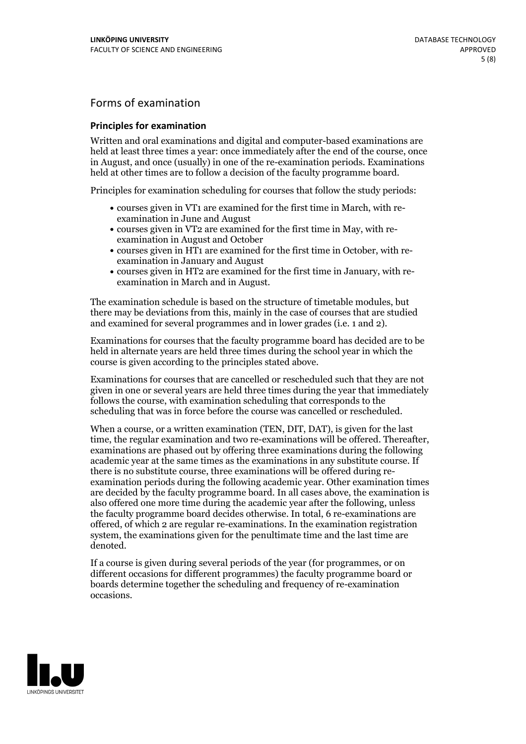## Forms of examination

### Principles for examination

Written and oral examinations and digital and computer-based examinations are held at least three times a year: once immediately after the end of the course, once in August, and once (usually) in one of the re-examination periods. Examinations held at other times are to follow a decision of the faculty programme board.

Principles for examination scheduling for courses that follow the study periods:

- courses given in VT1 are examined for the first time in March, with re-examination in June and August
- courses given in VT2 are examined for the first time in May, with re-examination in August and October
- courses given in HT1 are examined for the first time in October, with re-examination in January and August
- courses given in HT2 are examined for the first time in January, with re-examination in March and in August.

The examination schedule is based on the structure of timetable modules, but there may be deviations from this, mainly in the case of courses that are studied and examined for several programmes and in lower grades (i.e. 1 and 2).

Examinations for courses that the faculty programme board has decided are to be held in alternate years are held three times during the school year in which the course is given according to the principles stated above.

Examinations for courses that are cancelled or rescheduled such that they are not given in one or several years are held three times during the year that immediately follows the course, with examination scheduling that corresponds to the scheduling that was in force before the course was cancelled or rescheduled.

When a course, or a written examination (TEN, DIT, DAT), is given for the last time, the regular examination and two re-examinations will be offered. Thereafter, examinations are phased out by offering three examinations during the following academic year at the same times as the examinations in any substitute course. If there is no substitute course, three examinations will be offered during re-examination periods during the following academic year. Other examination times are decided by the faculty programme board. In all cases above, the examination is also offered one more time during the academic year after the following, unless the faculty programme board decides otherwise. In total, 6 re-examinations are offered, of which 2 are regular re-examinations. In the examination registration system, the examinations given for the penultimate time and the last time are denoted.

If a course is given during several periods of the year (for programmes, or on different occasions for different programmes) the faculty programme board or boards determine together the scheduling and frequency of re-examination occasions.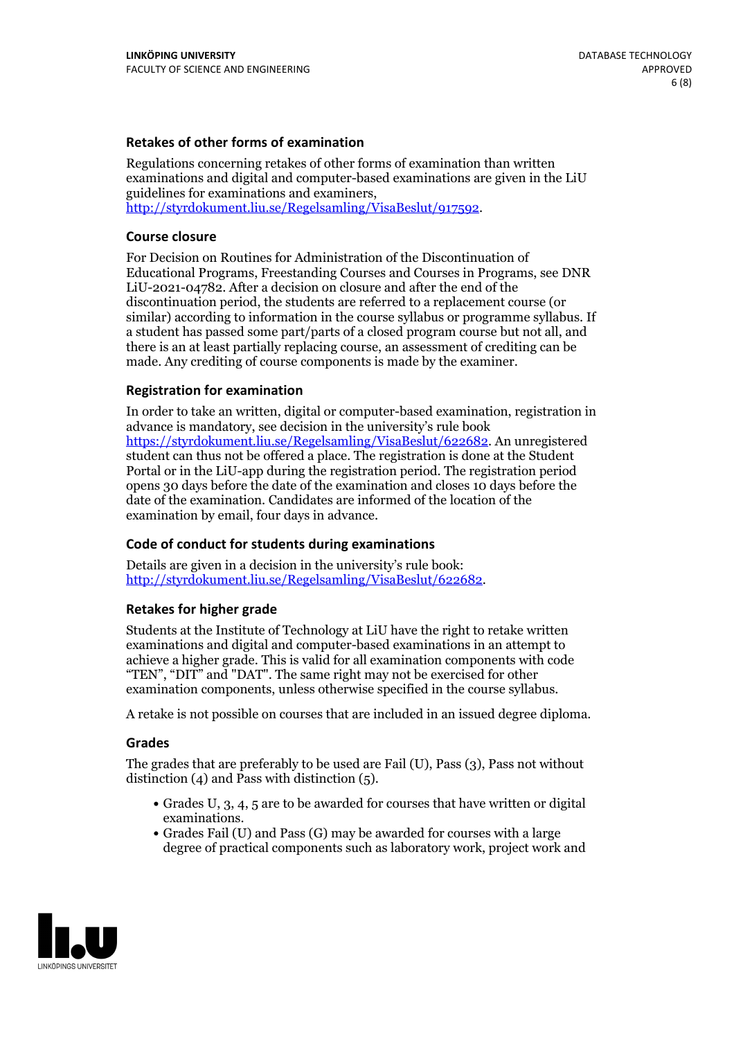### Retakes of other forms of examination

Regulations concerning retakes of other forms of examination than written examinations and digital and computer-based examinations are given in the LiU guidelines for examinations and examiners, http://styrdokument.liu.se/Regelsamling/VisaBeslut/917592.

### Course closure

For Decision on Routines for Administration of the Discontinuation of Educational Programs, Freestanding Courses and Courses in Programs, see DNR LiU-2021-04782. After a decision on closure and after the end of the discontinuation period, the students are referred to a replacement course (or similar) according to information in the course syllabus or programme syllabus. If a student has passed some part/parts of a closed program course but not all, and there is an at least partially replacing course, an assessment of crediting can be made. Any crediting of course components is made by the examiner.

### Registration for examination

In order to take an written, digital or computer-based examination, registration in advance is mandatory, see decision in the university's rule book https://styrdokument.liu.se/Regelsamling/VisaBeslut/622682. An unregistered student can thus not be offered a place. The registration is done at the Student Portal or in the LiU-app during the registration period. The registration period opens 30 days before the date of the examination and closes 10 days before the date of the examination. Candidates are informed of the location of the examination by email, four days in advance.

### Code of conduct for students during examinations

Details are given in a decision in the university's rule book: http://styrdokument.liu.se/Regelsamling/VisaBeslut/622682.

### Retakes for higher grade

Students at the Institute of Technology at LiU have the right to retake written examinations and digital and computer-based examinations in an attempt to achieve a higher grade. This is valid for all examination components with code "TEN", "DIT" and "DAT". The same right may not be exercised for other examination components, unless otherwise specified in the course syllabus.

A retake is not possible on courses that are included in an issued degree diploma.

### Grades

The grades that are preferably to be used are Fail (U), Pass (3), Pass not without distinction (4) and Pass with distinction (5).

- Grades U, 3, 4, 5 are to be awarded for courses that have written or digital examinations.
- Grades Fail (U) and Pass (G) may be awarded for courses with a large degree of practical components such as laboratory work, project work and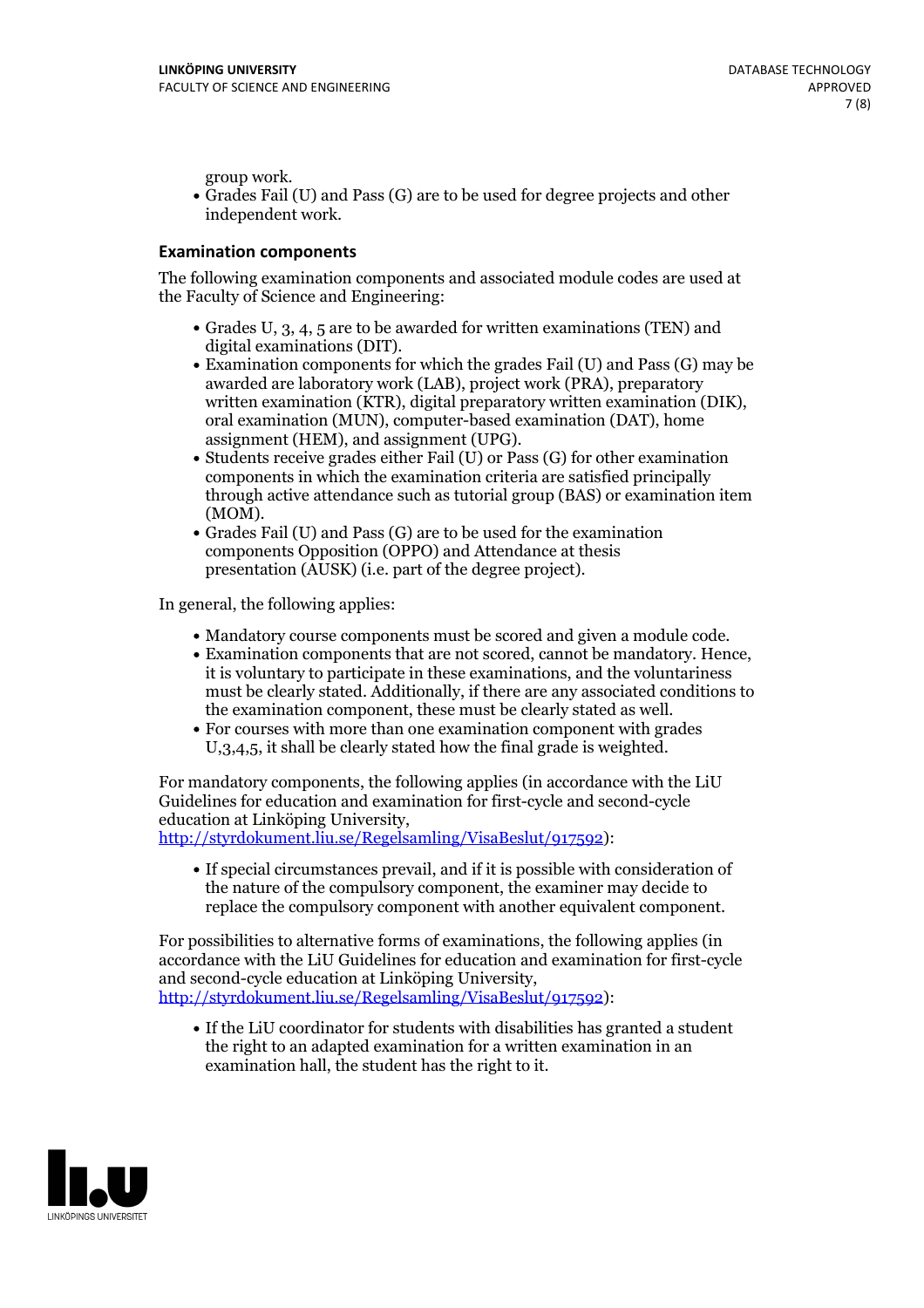group work.

- Grades Fail (U) and Pass (G) are to be used for degree projects and other independent work.

### Examination components

The following examination components and associated module codes are used at the Faculty of Science and Engineering:

- Grades U, 3, 4, 5 are to be awarded for written examinations (TEN) and digital examinations (DIT).
- Examination components for which the grades Fail (U) and Pass (G) may be awarded are laboratory work (LAB), project work (PRA), preparatory written examination (KTR), digital preparatory written examination (DIK), oral examination (MUN), computer-based examination (DAT), home assignment (HEM), and assignment (UPG).
- Students receive grades either Fail (U) or Pass (G) for other examination components in which the examination criteria are satisfied principally through active attendance such as tutorial group (BAS) or examination item (MOM).
- Grades Fail (U) and Pass (G) are to be used for the examination components Opposition (OPPO) and Attendance at thesis presentation (AUSK) (i.e. part of the degree project).

In general, the following applies:

- Mandatory course components must be scored and given a module code.
- Examination components that are not scored, cannot be mandatory. Hence, it is voluntary to participate in these examinations, and the voluntariness must be clearly stated. Additionally, if there are any associated conditions to the examination component, these must be clearly stated as well.
- For courses with more than one examination component with grades U,3,4,5, it shall be clearly stated how the final grade is weighted.

For mandatory components, the following applies (in accordance with the LiU Guidelines for education and examination for first-cycle and second-cycle education at Linköping University, [http://styrdokument.liu.se/Regelsamling/VisaBeslut/917592](http://styrdokument.liu.se/Regelsamling/VisaBeslut/917592)):

- If special circumstances prevail, and if it is possible with consideration of the nature of the compulsory component, the examiner may decide to replace the compulsory component with another equivalent component.

For possibilities to alternative forms of examinations, the following applies (in accordance with the LiU Guidelines for education and examination for first-cycle and second-cycle education at Linköping University, [http://styrdokument.liu.se/Regelsamling/VisaBeslut/917592](http://styrdokument.liu.se/Regelsamling/VisaBeslut/917592)):

- If the LiU coordinator for students with disabilities has granted a student the right to an adapted examination for a written examination in an examination hall, the student has the right to it.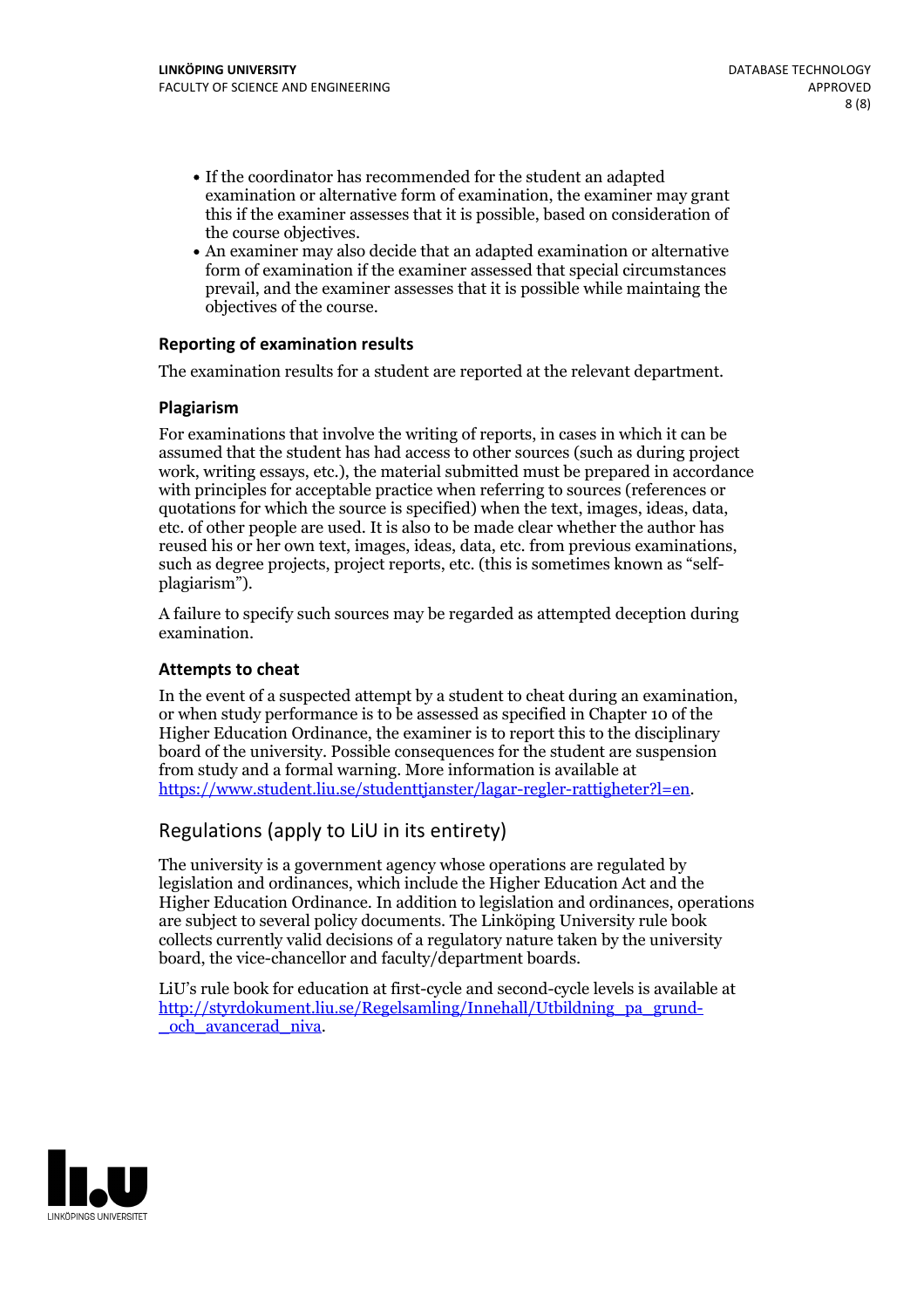- If the coordinator has recommended for the student an adapted examination or alternative form of examination, the examiner may grant this if the examiner assesses that it is possible, based on consideration of the course objectives.
- An examiner may also decide that an adapted examination or alternative form of examination if the examiner assessed that special circumstances prevail, and the examiner assesses that it is possible while maintaing the objectives of the course.

### Reporting of examination results

The examination results for a student are reported at the relevant department.

### Plagiarism

For examinations that involve the writing of reports, in cases in which it can be assumed that the student has had access to other sources (such as during project work, writing essays, etc.), the material submitted must be prepared in accordance with principles for acceptable practice when referring to sources (references or quotations for which the source is specified) when the text, images, ideas, data, etc. of other people are used. It is also to be made clear whether the author has reused his or her own text, images, ideas, data, etc. from previous examinations, such as degree projects, project reports, etc. (this is sometimes known as "self-plagiarism").

A failure to specify such sources may be regarded as attempted deception during examination.

### Attempts to cheat

In the event of a suspected attempt by a student to cheat during an examination, or when study performance is to be assessed as specified in Chapter 10 of the Higher Education Ordinance, the examiner is to report this to the disciplinary board of the university. Possible consequences for the student are suspension from study and a formal warning. More information is available at [https://www.student.liu.se/studenttjanster/lagar-regler-rattigheter?l=en](https://www.student.liu.se/studenttjanster/lagar-regler-rattigheter?l=en).

## Regulations (apply to LiU in its entirety)

The university is a government agency whose operations are regulated by legislation and ordinances, which include the Higher Education Act and the Higher Education Ordinance. In addition to legislation and ordinances, operations are subject to several policy documents. The Linköping University rule book collects currently valid decisions of a regulatory nature taken by the university board, the vice-chancellor and faculty/department boards.

LiU's rule book for education at first-cycle and second-cycle levels is available at [http://styrdokument.liu.se/Regelsamling/Innehall/Utbildning_pa_grund-_och_avancerad_niva](http://styrdokument.liu.se/Regelsamling/Innehall/Utbildning_pa_grund-_och_avancerad_niva).